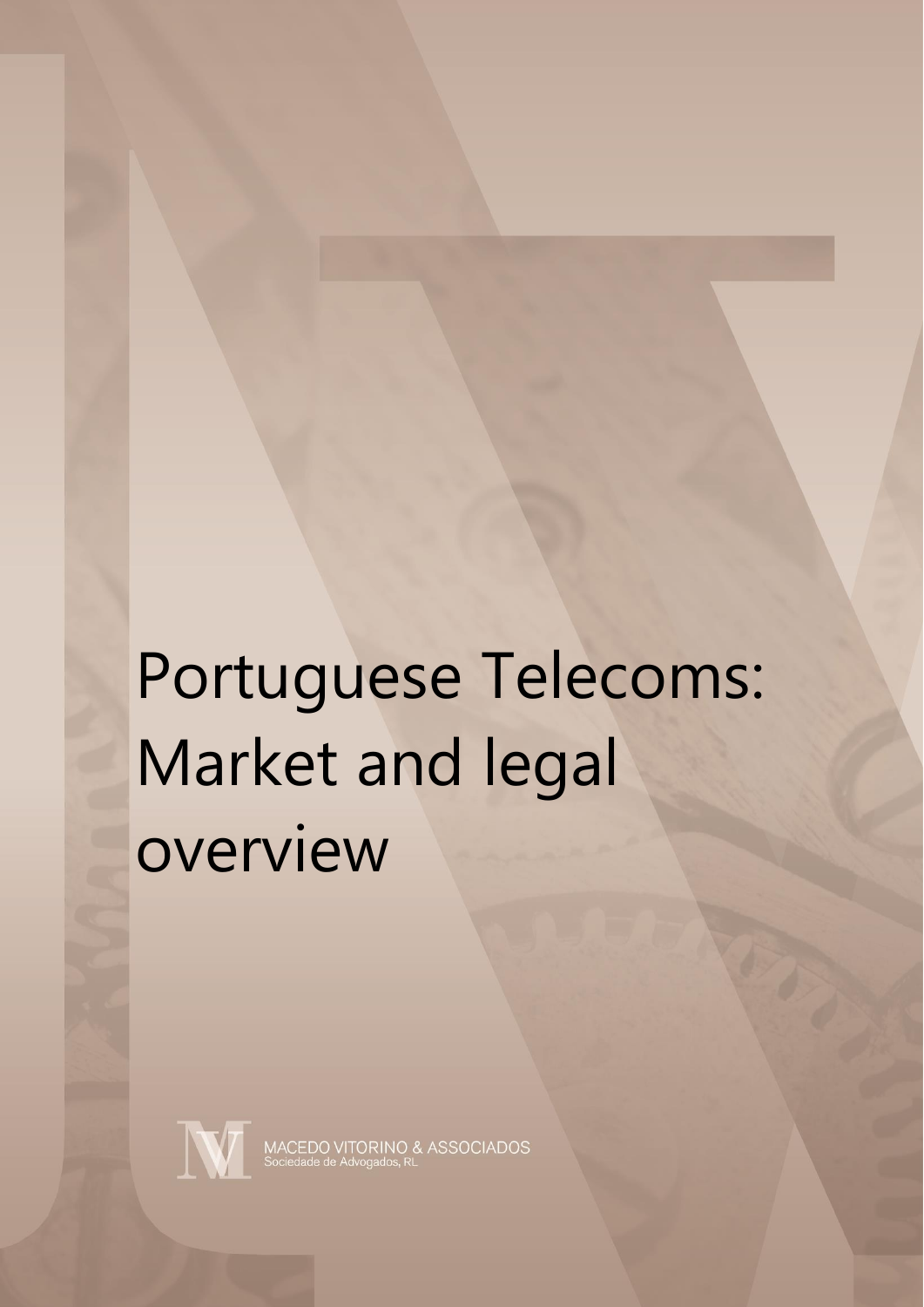# Portuguese Telecoms: Market and legal overview

MACEDO VITORINO & ASSOCIADOS
Sociedade de Advogados, RL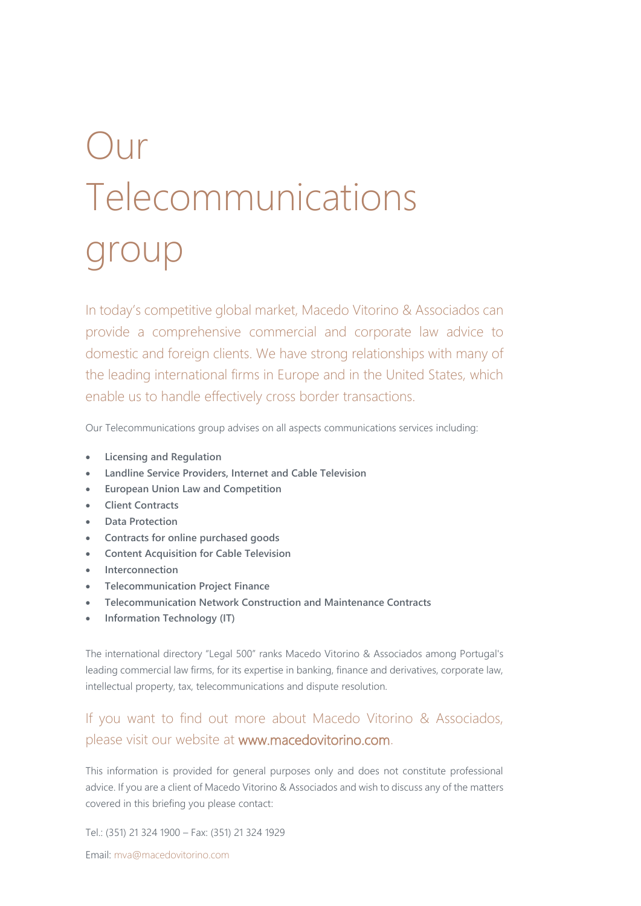# Our Telecommunications group

In today's competitive global market, Macedo Vitorino & Associados can provide a comprehensive commercial and corporate law advice to domestic and foreign clients. We have strong relationships with many of the leading international firms in Europe and in the United States, which enable us to handle effectively cross border transactions.

Our Telecommunications group advises on all aspects communications services including:

- **Licensing and Regulation**
- **Landline Service Providers, Internet and Cable Television**
- **European Union Law and Competition**
- **Client Contracts**
- **Data Protection**
- **Contracts for online purchased goods**
- **Content Acquisition for Cable Television**
- **Interconnection**
- **Telecommunication Project Finance**
- **Telecommunication Network Construction and Maintenance Contracts**
- **Information Technology (IT)**

The international directory "Legal 500" ranks Macedo Vitorino & Associados among Portugal's leading commercial law firms, for its expertise in banking, finance and derivatives, corporate law, intellectual property, tax, telecommunications and dispute resolution.

If you want to find out more about Macedo Vitorino & Associados, please visit our website at www.macedovitorino.com.

This information is provided for general purposes only and does not constitute professional advice. If you are a client of Macedo Vitorino & Associados and wish to discuss any of the matters covered in this briefing you please contact:

Tel.: (351) 21 324 1900 – Fax: (351) 21 324 1929

Email: mva@macedovitorino.com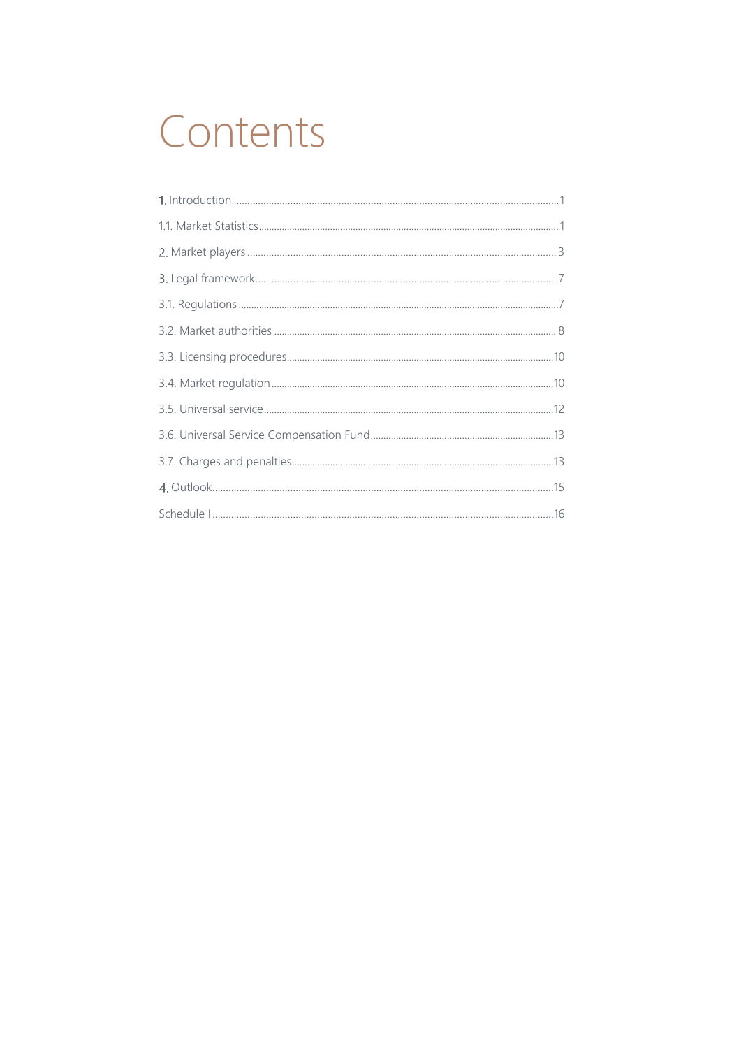# Contents

1. Introduction ........................................................................ 1

1.1. Market Statistics ................................................................ 1

2. Market players ...................................................................... 3

3. Legal framework .................................................................. 7

3.1. Regulations ......................................................................... 7

3.2. Market authorities .............................................................. 8

3.3. Licensing procedures ........................................................ 10

3.4. Market regulation ............................................................. 10

3.5. Universal service ............................................................... 12

3.6. Universal Service Compensation Fund ............................... 13

3.7. Charges and penalties ....................................................... 13

4. Outlook ................................................................................ 15

Schedule I ................................................................................. 16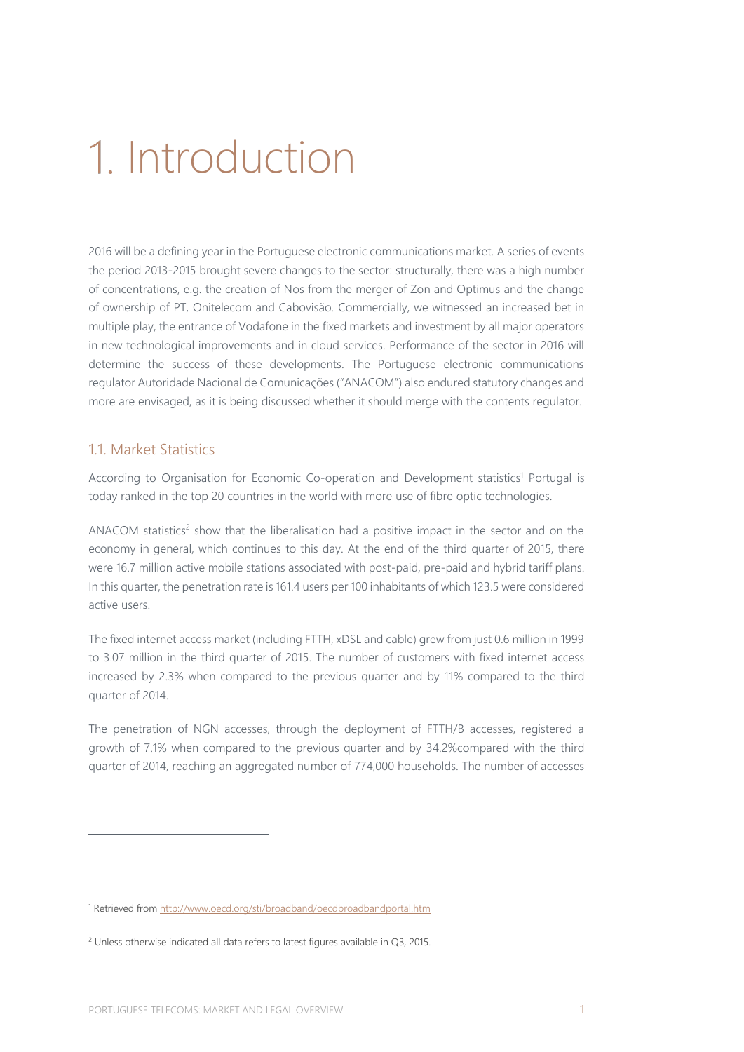# 1. Introduction

2016 will be a defining year in the Portuguese electronic communications market. A series of events the period 2013-2015 brought severe changes to the sector: structurally, there was a high number of concentrations, e.g. the creation of Nos from the merger of Zon and Optimus and the change of ownership of PT, Onitelecom and Cabovisão. Commercially, we witnessed an increased bet in multiple play, the entrance of Vodafone in the fixed markets and investment by all major operators in new technological improvements and in cloud services. Performance of the sector in 2016 will determine the success of these developments. The Portuguese electronic communications regulator Autoridade Nacional de Comunicações ("ANACOM") also endured statutory changes and more are envisaged, as it is being discussed whether it should merge with the contents regulator.

## 1.1. Market Statistics

According to Organisation for Economic Co-operation and Development statistics[1] Portugal is today ranked in the top 20 countries in the world with more use of fibre optic technologies.

ANACOM statistics[2] show that the liberalisation had a positive impact in the sector and on the economy in general, which continues to this day. At the end of the third quarter of 2015, there were 16.7 million active mobile stations associated with post-paid, pre-paid and hybrid tariff plans. In this quarter, the penetration rate is 161.4 users per 100 inhabitants of which 123.5 were considered active users.

The fixed internet access market (including FTTH, xDSL and cable) grew from just 0.6 million in 1999 to 3.07 million in the third quarter of 2015. The number of customers with fixed internet access increased by 2.3% when compared to the previous quarter and by 11% compared to the third quarter of 2014.

The penetration of NGN accesses, through the deployment of FTTH/B accesses, registered a growth of 7.1% when compared to the previous quarter and by 34.2%compared with the third quarter of 2014, reaching an aggregated number of 774,000 households. The number of accesses

---

[1] Retrieved from http://www.oecd.org/sti/broadband/oecdbroadbandportal.htm

[2] Unless otherwise indicated all data refers to latest figures available in Q3, 2015.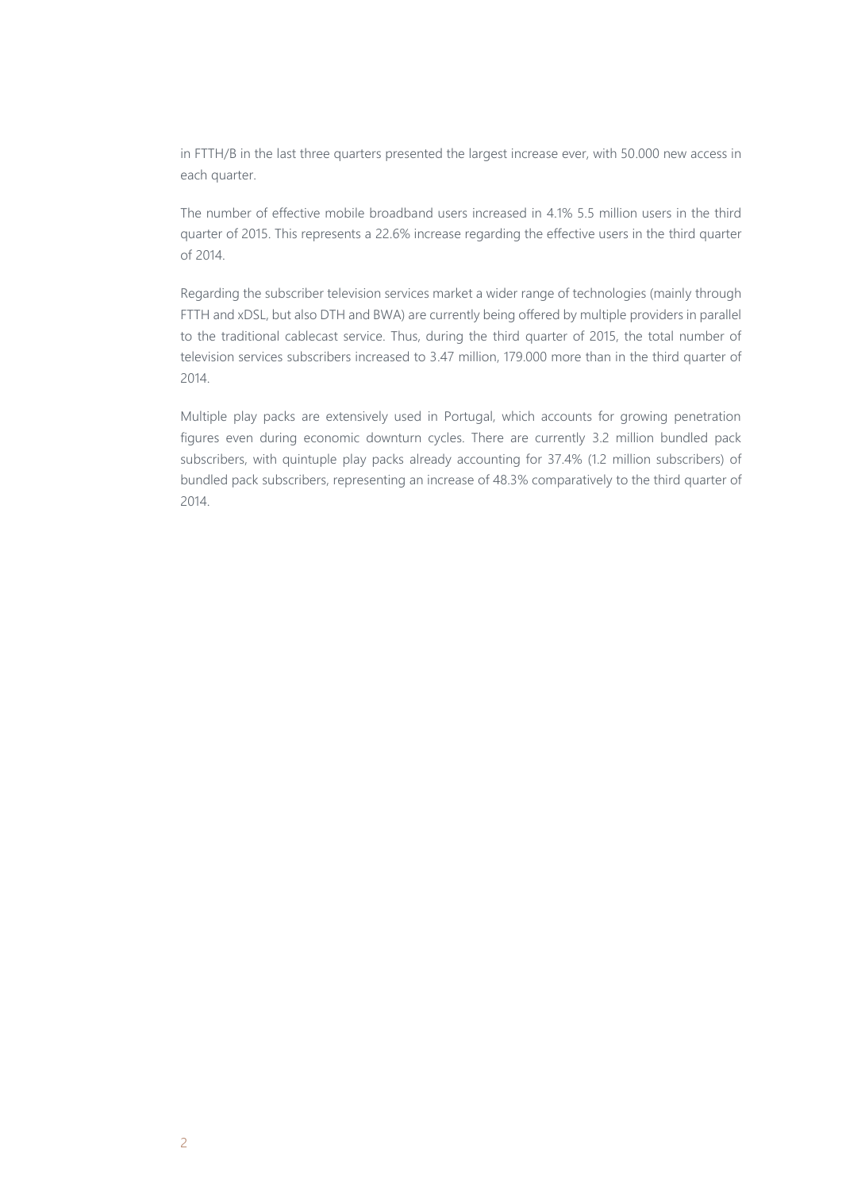in FTTH/B in the last three quarters presented the largest increase ever, with 50.000 new access in each quarter.

The number of effective mobile broadband users increased in 4.1% 5.5 million users in the third quarter of 2015. This represents a 22.6% increase regarding the effective users in the third quarter of 2014.

Regarding the subscriber television services market a wider range of technologies (mainly through FTTH and xDSL, but also DTH and BWA) are currently being offered by multiple providers in parallel to the traditional cablecast service. Thus, during the third quarter of 2015, the total number of television services subscribers increased to 3.47 million, 179.000 more than in the third quarter of 2014.

Multiple play packs are extensively used in Portugal, which accounts for growing penetration figures even during economic downturn cycles. There are currently 3.2 million bundled pack subscribers, with quintuple play packs already accounting for 37.4% (1.2 million subscribers) of bundled pack subscribers, representing an increase of 48.3% comparatively to the third quarter of 2014.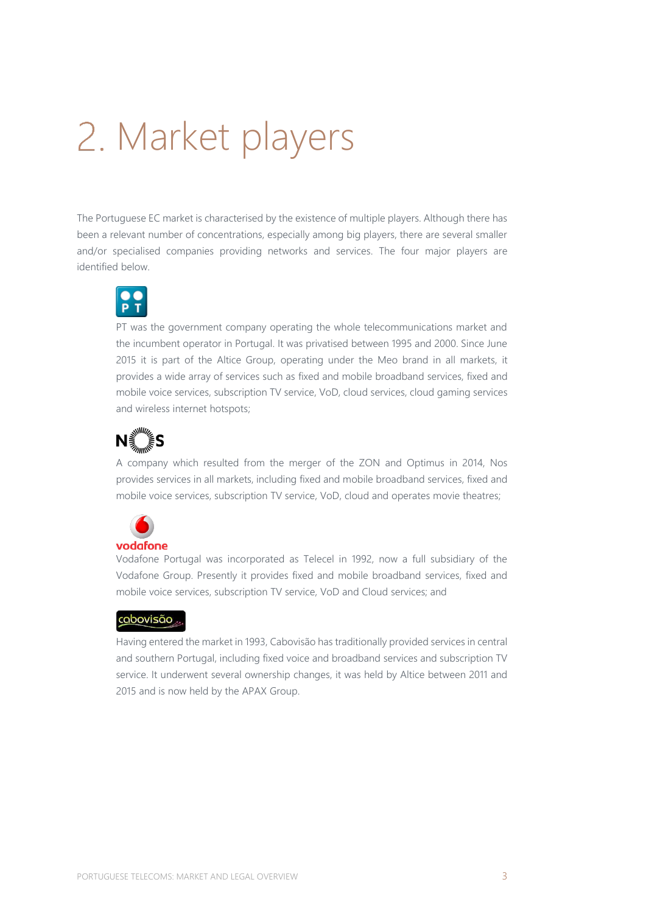# 2. Market players

The Portuguese EC market is characterised by the existence of multiple players. Although there has been a relevant number of concentrations, especially among big players, there are several smaller and/or specialised companies providing networks and services. The four major players are identified below.

PT was the government company operating the whole telecommunications market and the incumbent operator in Portugal. It was privatised between 1995 and 2000. Since June 2015 it is part of the Altice Group, operating under the Meo brand in all markets, it provides a wide array of services such as fixed and mobile broadband services, fixed and mobile voice services, subscription TV service, VoD, cloud services, cloud gaming services and wireless internet hotspots;

A company which resulted from the merger of the ZON and Optimus in 2014, Nos provides services in all markets, including fixed and mobile broadband services, fixed and mobile voice services, subscription TV service, VoD, cloud and operates movie theatres;

Vodafone Portugal was incorporated as Telecel in 1992, now a full subsidiary of the Vodafone Group. Presently it provides fixed and mobile broadband services, fixed and mobile voice services, subscription TV service, VoD and Cloud services; and

Having entered the market in 1993, Cabovisão has traditionally provided services in central and southern Portugal, including fixed voice and broadband services and subscription TV service. It underwent several ownership changes, it was held by Altice between 2011 and 2015 and is now held by the APAX Group.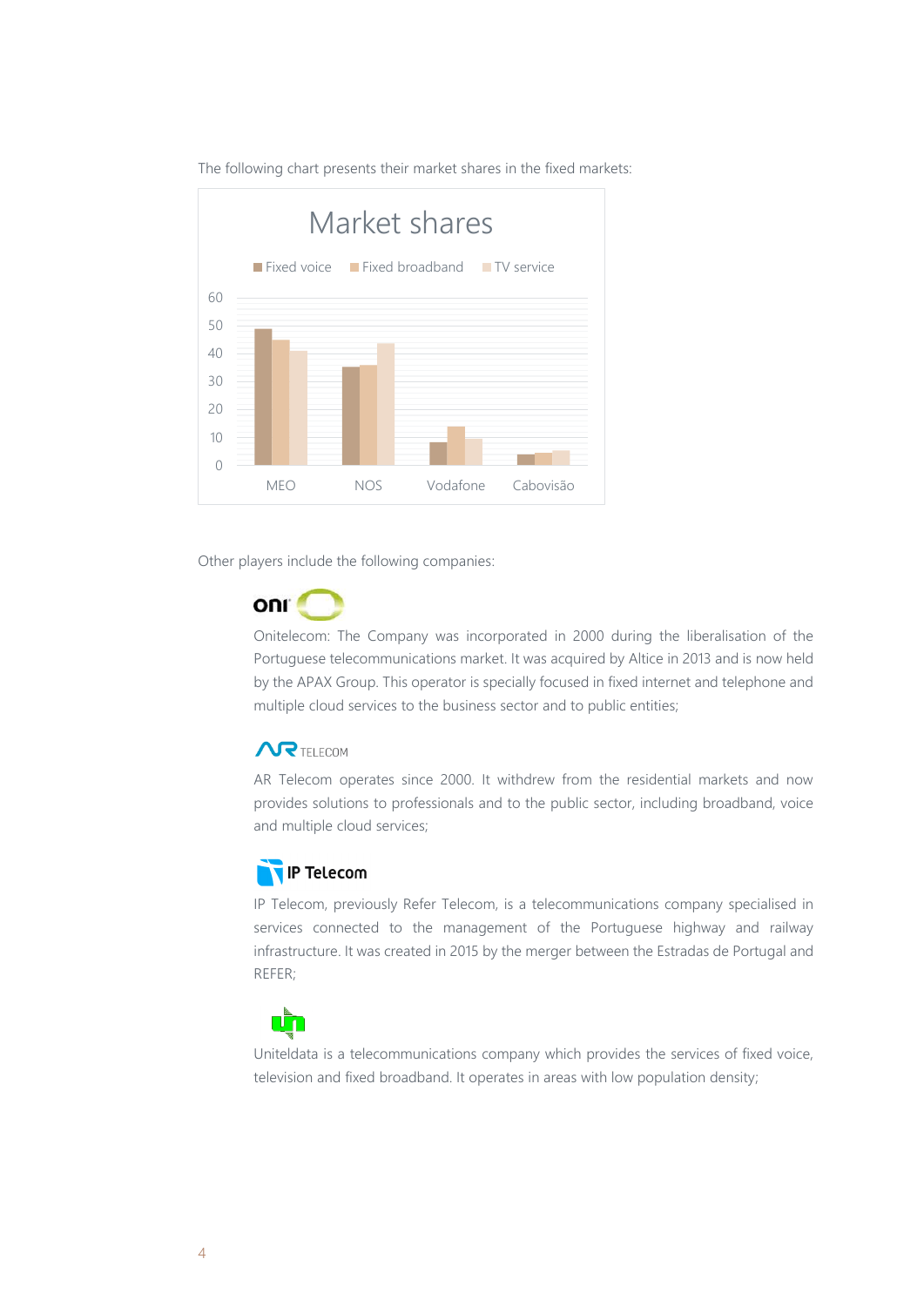The following chart presents their market shares in the fixed markets:

Other players include the following companies:

Onitelecom: The Company was incorporated in 2000 during the liberalisation of the Portuguese telecommunications market. It was acquired by Altice in 2013 and is now held by the APAX Group. This operator is specially focused in fixed internet and telephone and multiple cloud services to the business sector and to public entities;

AR Telecom operates since 2000. It withdrew from the residential markets and now provides solutions to professionals and to the public sector, including broadband, voice and multiple cloud services;

IP Telecom, previously Refer Telecom, is a telecommunications company specialised in services connected to the management of the Portuguese highway and railway infrastructure. It was created in 2015 by the merger between the Estradas de Portugal and REFER;

Uniteldata is a telecommunications company which provides the services of fixed voice, television and fixed broadband. It operates in areas with low population density;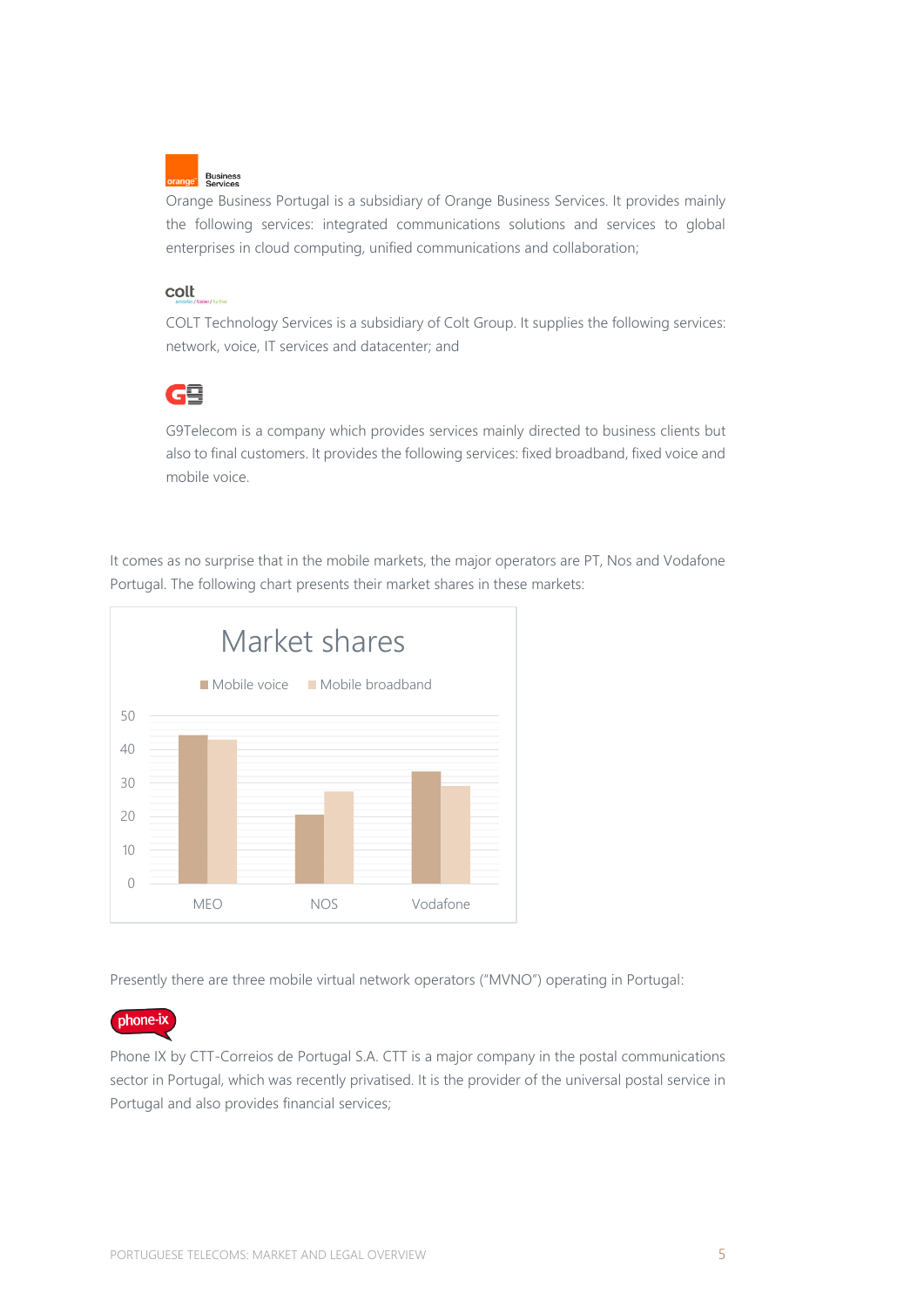Orange Business Portugal is a subsidiary of Orange Business Services. It provides mainly the following services: integrated communications solutions and services to global enterprises in cloud computing, unified communications and collaboration;

COLT Technology Services is a subsidiary of Colt Group. It supplies the following services: network, voice, IT services and datacenter; and

G9Telecom is a company which provides services mainly directed to business clients but also to final customers. It provides the following services: fixed broadband, fixed voice and mobile voice.

It comes as no surprise that in the mobile markets, the major operators are PT, Nos and Vodafone Portugal. The following chart presents their market shares in these markets:

Market shares

Mobile voice | Mobile broadband

50
40
30
20
10
0

MEO | NOS | Vodafone

Presently there are three mobile virtual network operators ("MVNO") operating in Portugal:

Phone IX by CTT-Correios de Portugal S.A. CTT is a major company in the postal communications sector in Portugal, which was recently privatised. It is the provider of the universal postal service in Portugal and also provides financial services;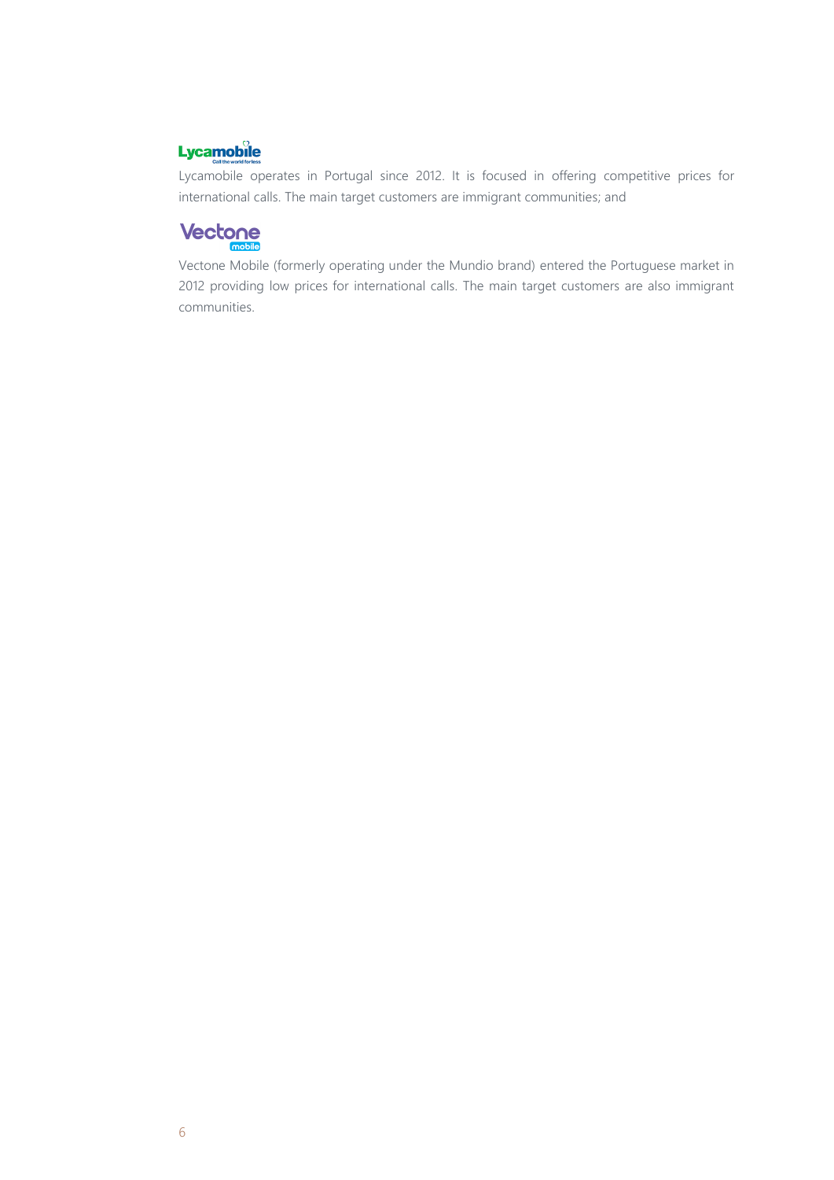Lycamobile operates in Portugal since 2012. It is focused in offering competitive prices for international calls. The main target customers are immigrant communities; and

Vectone Mobile (formerly operating under the Mundio brand) entered the Portuguese market in 2012 providing low prices for international calls. The main target customers are also immigrant communities.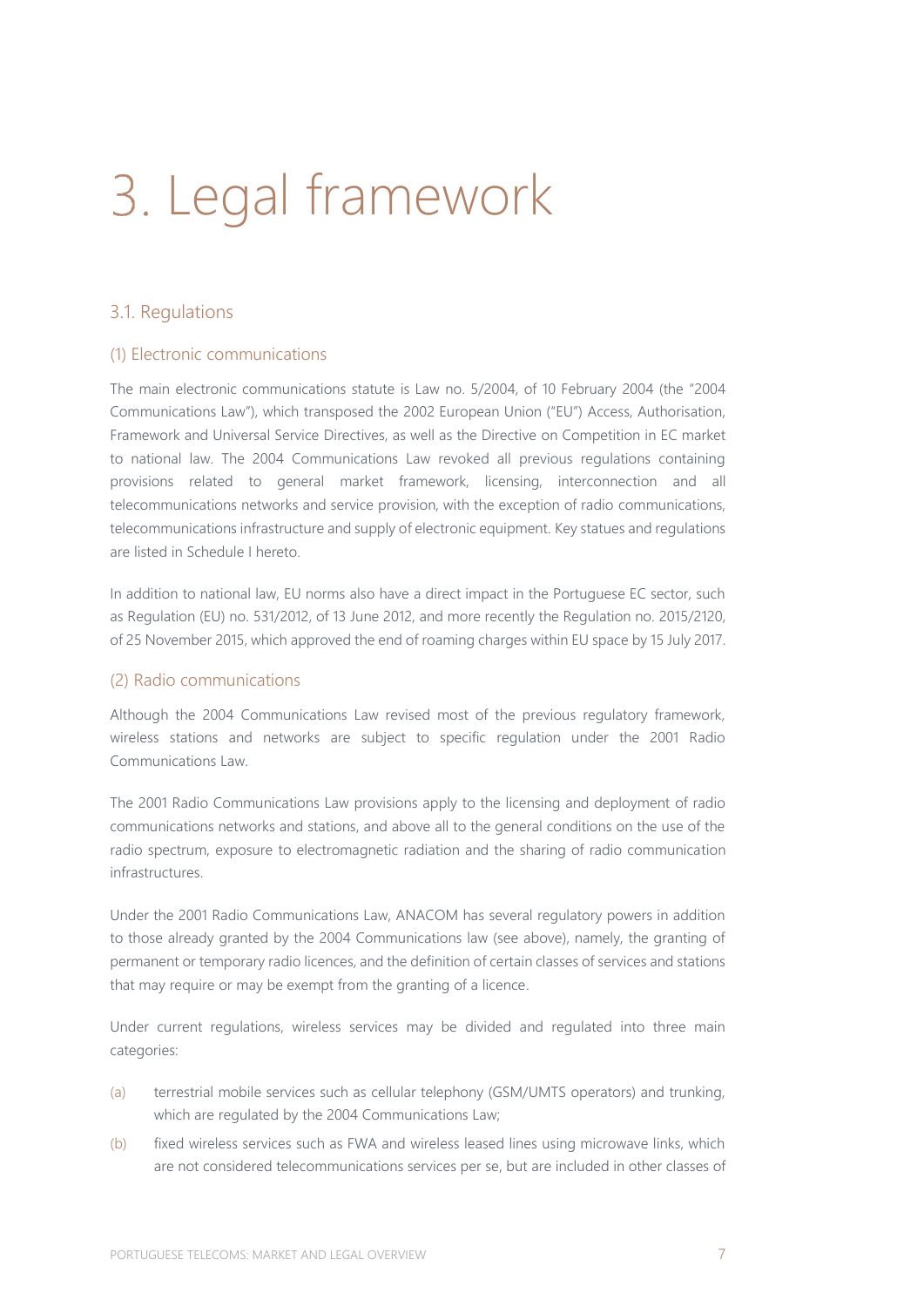# 3. Legal framework

## 3.1. Regulations

### (1) Electronic communications

The main electronic communications statute is Law no. 5/2004, of 10 February 2004 (the "2004 Communications Law"), which transposed the 2002 European Union ("EU") Access, Authorisation, Framework and Universal Service Directives, as well as the Directive on Competition in EC market to national law. The 2004 Communications Law revoked all previous regulations containing provisions related to general market framework, licensing, interconnection and all telecommunications networks and service provision, with the exception of radio communications, telecommunications infrastructure and supply of electronic equipment. Key statues and regulations are listed in Schedule I hereto.

In addition to national law, EU norms also have a direct impact in the Portuguese EC sector, such as Regulation (EU) no. 531/2012, of 13 June 2012, and more recently the Regulation no. 2015/2120, of 25 November 2015, which approved the end of roaming charges within EU space by 15 July 2017.

### (2) Radio communications

Although the 2004 Communications Law revised most of the previous regulatory framework, wireless stations and networks are subject to specific regulation under the 2001 Radio Communications Law.

The 2001 Radio Communications Law provisions apply to the licensing and deployment of radio communications networks and stations, and above all to the general conditions on the use of the radio spectrum, exposure to electromagnetic radiation and the sharing of radio communication infrastructures.

Under the 2001 Radio Communications Law, ANACOM has several regulatory powers in addition to those already granted by the 2004 Communications law (see above), namely, the granting of permanent or temporary radio licences, and the definition of certain classes of services and stations that may require or may be exempt from the granting of a licence.

Under current regulations, wireless services may be divided and regulated into three main categories:

(a) terrestrial mobile services such as cellular telephony (GSM/UMTS operators) and trunking, which are regulated by the 2004 Communications Law;

(b) fixed wireless services such as FWA and wireless leased lines using microwave links, which are not considered telecommunications services per se, but are included in other classes of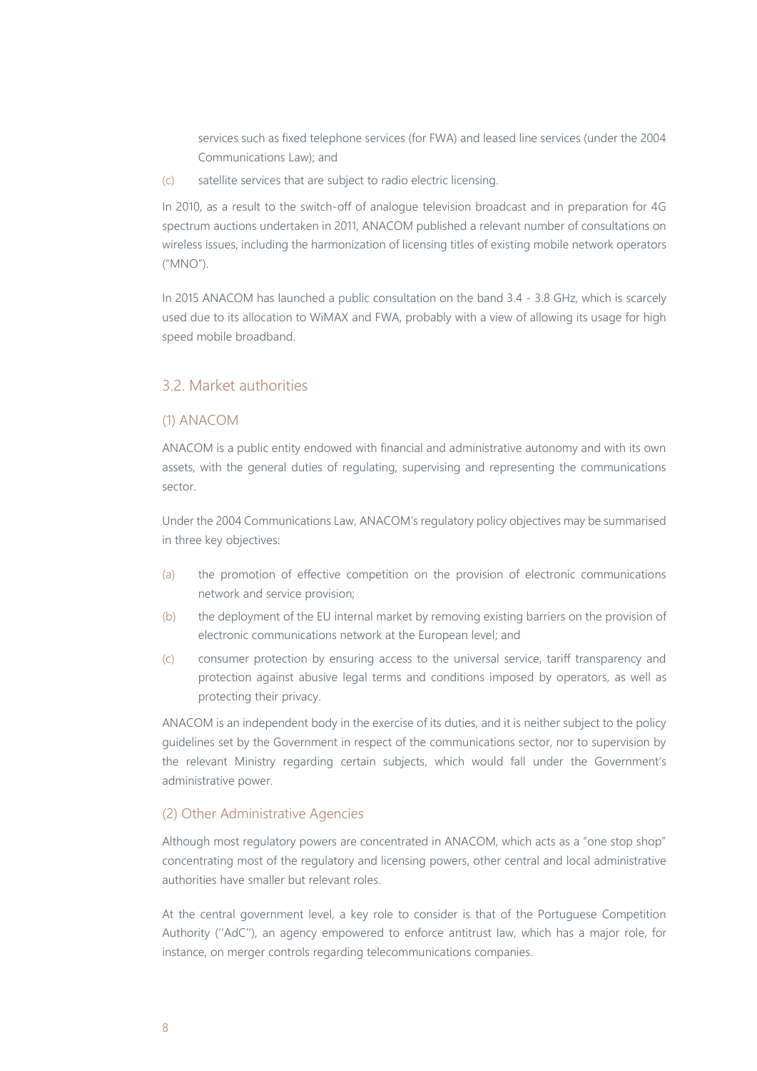services such as fixed telephone services (for FWA) and leased line services (under the 2004 Communications Law); and

(c) satellite services that are subject to radio electric licensing.

In 2010, as a result to the switch-off of analogue television broadcast and in preparation for 4G spectrum auctions undertaken in 2011, ANACOM published a relevant number of consultations on wireless issues, including the harmonization of licensing titles of existing mobile network operators ("MNO").

In 2015 ANACOM has launched a public consultation on the band 3.4 - 3.8 GHz, which is scarcely used due to its allocation to WiMAX and FWA, probably with a view of allowing its usage for high speed mobile broadband.

## 3.2. Market authorities

### (1) ANACOM

ANACOM is a public entity endowed with financial and administrative autonomy and with its own assets, with the general duties of regulating, supervising and representing the communications sector.

Under the 2004 Communications Law, ANACOM's regulatory policy objectives may be summarised in three key objectives:

(a) the promotion of effective competition on the provision of electronic communications network and service provision;

(b) the deployment of the EU internal market by removing existing barriers on the provision of electronic communications network at the European level; and

(c) consumer protection by ensuring access to the universal service, tariff transparency and protection against abusive legal terms and conditions imposed by operators, as well as protecting their privacy.

ANACOM is an independent body in the exercise of its duties, and it is neither subject to the policy guidelines set by the Government in respect of the communications sector, nor to supervision by the relevant Ministry regarding certain subjects, which would fall under the Government's administrative power.

### (2) Other Administrative Agencies

Although most regulatory powers are concentrated in ANACOM, which acts as a "one stop shop" concentrating most of the regulatory and licensing powers, other central and local administrative authorities have smaller but relevant roles.

At the central government level, a key role to consider is that of the Portuguese Competition Authority (''AdC''), an agency empowered to enforce antitrust law, which has a major role, for instance, on merger controls regarding telecommunications companies.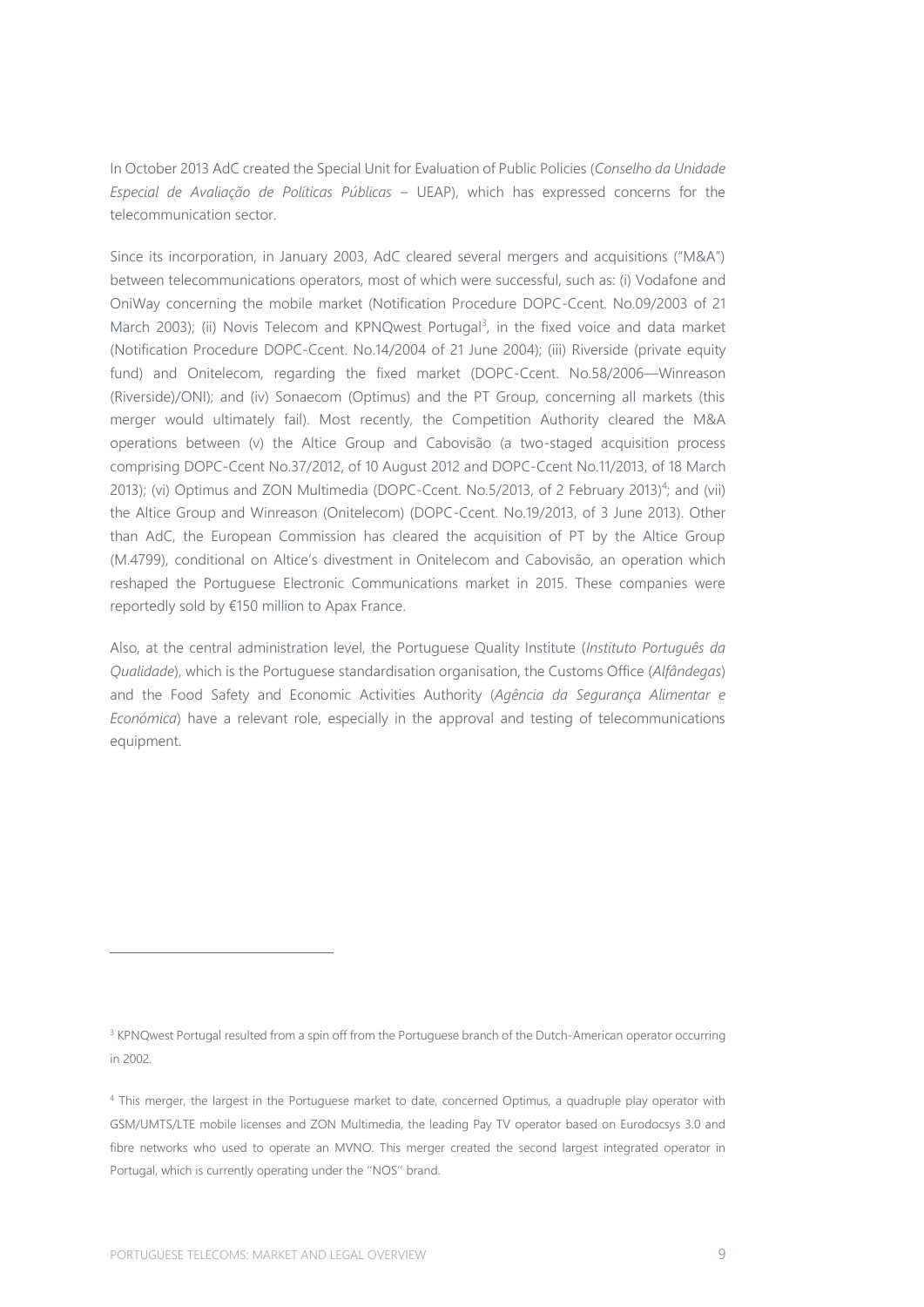In October 2013 AdC created the Special Unit for Evaluation of Public Policies (*Conselho da Unidade Especial de Avaliação de Políticas Públicas* – UEAP), which has expressed concerns for the telecommunication sector.

Since its incorporation, in January 2003, AdC cleared several mergers and acquisitions ("M&A") between telecommunications operators, most of which were successful, such as: (i) Vodafone and OniWay concerning the mobile market (Notification Procedure DOPC-Ccent. No.09/2003 of 21 March 2003); (ii) Novis Telecom and KPNQwest Portugal[3], in the fixed voice and data market (Notification Procedure DOPC-Ccent. No.14/2004 of 21 June 2004); (iii) Riverside (private equity fund) and Onitelecom, regarding the fixed market (DOPC-Ccent. No.58/2006—Winreason (Riverside)/ONI); and (iv) Sonaecom (Optimus) and the PT Group, concerning all markets (this merger would ultimately fail). Most recently, the Competition Authority cleared the M&A operations between (v) the Altice Group and Cabovisão (a two-staged acquisition process comprising DOPC-Ccent No.37/2012, of 10 August 2012 and DOPC-Ccent No.11/2013, of 18 March 2013); (vi) Optimus and ZON Multimedia (DOPC-Ccent. No.5/2013, of 2 February 2013)[4]; and (vii) the Altice Group and Winreason (Onitelecom) (DOPC-Ccent. No.19/2013, of 3 June 2013). Other than AdC, the European Commission has cleared the acquisition of PT by the Altice Group (M.4799), conditional on Altice's divestment in Onitelecom and Cabovisão, an operation which reshaped the Portuguese Electronic Communications market in 2015. These companies were reportedly sold by €150 million to Apax France.

Also, at the central administration level, the Portuguese Quality Institute (*Instituto Português da Qualidade*), which is the Portuguese standardisation organisation, the Customs Office (*Alfândegas*) and the Food Safety and Economic Activities Authority (*Agência da Segurança Alimentar e Económica*) have a relevant role, especially in the approval and testing of telecommunications equipment.

---

[3] KPNQwest Portugal resulted from a spin off from the Portuguese branch of the Dutch-American operator occurring in 2002.

[4] This merger, the largest in the Portuguese market to date, concerned Optimus, a quadruple play operator with GSM/UMTS/LTE mobile licenses and ZON Multimedia, the leading Pay TV operator based on Eurodocsys 3.0 and fibre networks who used to operate an MVNO. This merger created the second largest integrated operator in Portugal, which is currently operating under the ''NOS'' brand.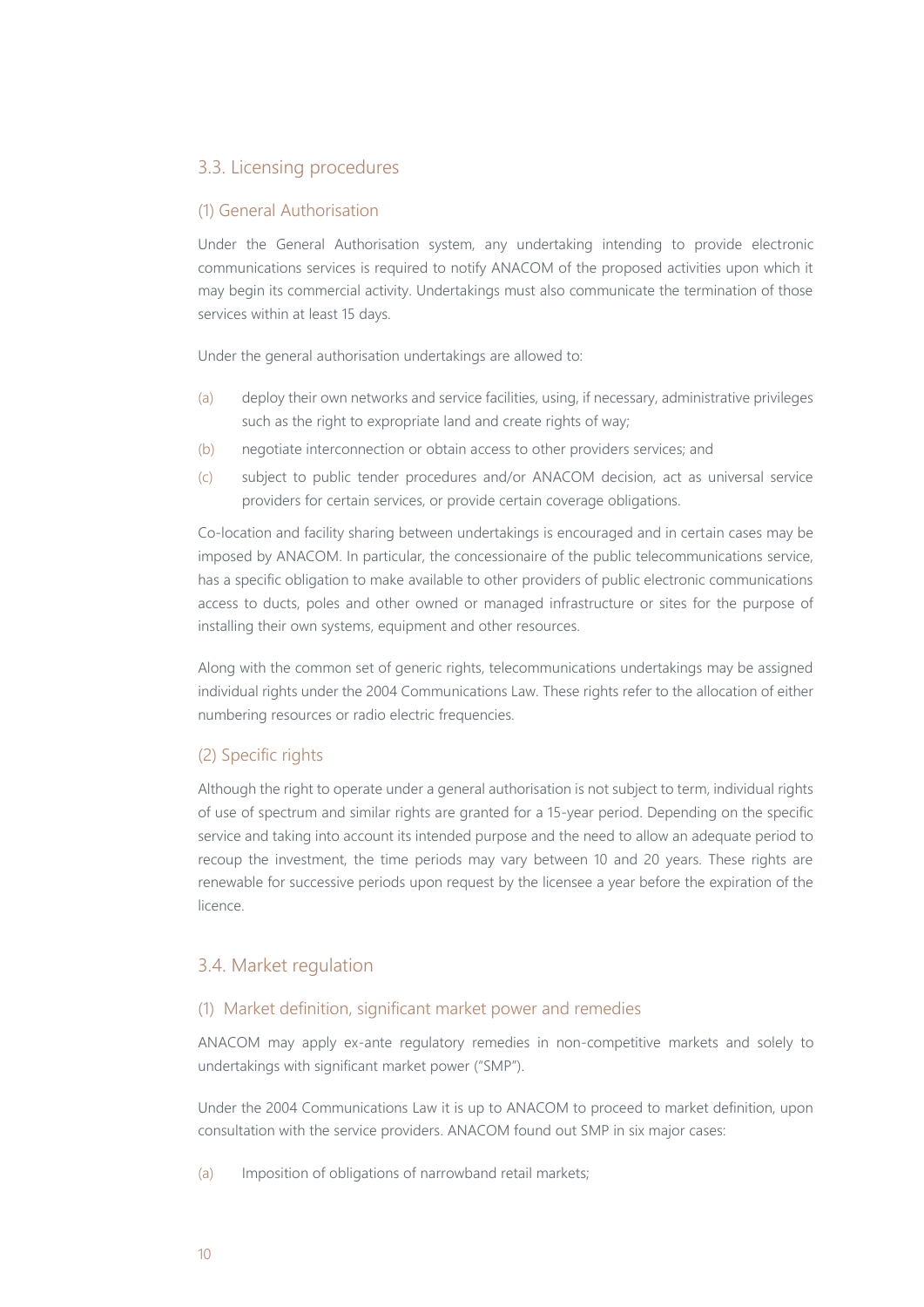## 3.3. Licensing procedures

### (1) General Authorisation

Under the General Authorisation system, any undertaking intending to provide electronic communications services is required to notify ANACOM of the proposed activities upon which it may begin its commercial activity. Undertakings must also communicate the termination of those services within at least 15 days.

Under the general authorisation undertakings are allowed to:

(a) deploy their own networks and service facilities, using, if necessary, administrative privileges such as the right to expropriate land and create rights of way;

(b) negotiate interconnection or obtain access to other providers services; and

(c) subject to public tender procedures and/or ANACOM decision, act as universal service providers for certain services, or provide certain coverage obligations.

Co-location and facility sharing between undertakings is encouraged and in certain cases may be imposed by ANACOM. In particular, the concessionaire of the public telecommunications service, has a specific obligation to make available to other providers of public electronic communications access to ducts, poles and other owned or managed infrastructure or sites for the purpose of installing their own systems, equipment and other resources.

Along with the common set of generic rights, telecommunications undertakings may be assigned individual rights under the 2004 Communications Law. These rights refer to the allocation of either numbering resources or radio electric frequencies.

### (2) Specific rights

Although the right to operate under a general authorisation is not subject to term, individual rights of use of spectrum and similar rights are granted for a 15-year period. Depending on the specific service and taking into account its intended purpose and the need to allow an adequate period to recoup the investment, the time periods may vary between 10 and 20 years. These rights are renewable for successive periods upon request by the licensee a year before the expiration of the licence.

## 3.4. Market regulation

### (1) Market definition, significant market power and remedies

ANACOM may apply ex-ante regulatory remedies in non-competitive markets and solely to undertakings with significant market power ("SMP").

Under the 2004 Communications Law it is up to ANACOM to proceed to market definition, upon consultation with the service providers. ANACOM found out SMP in six major cases:

(a) Imposition of obligations of narrowband retail markets;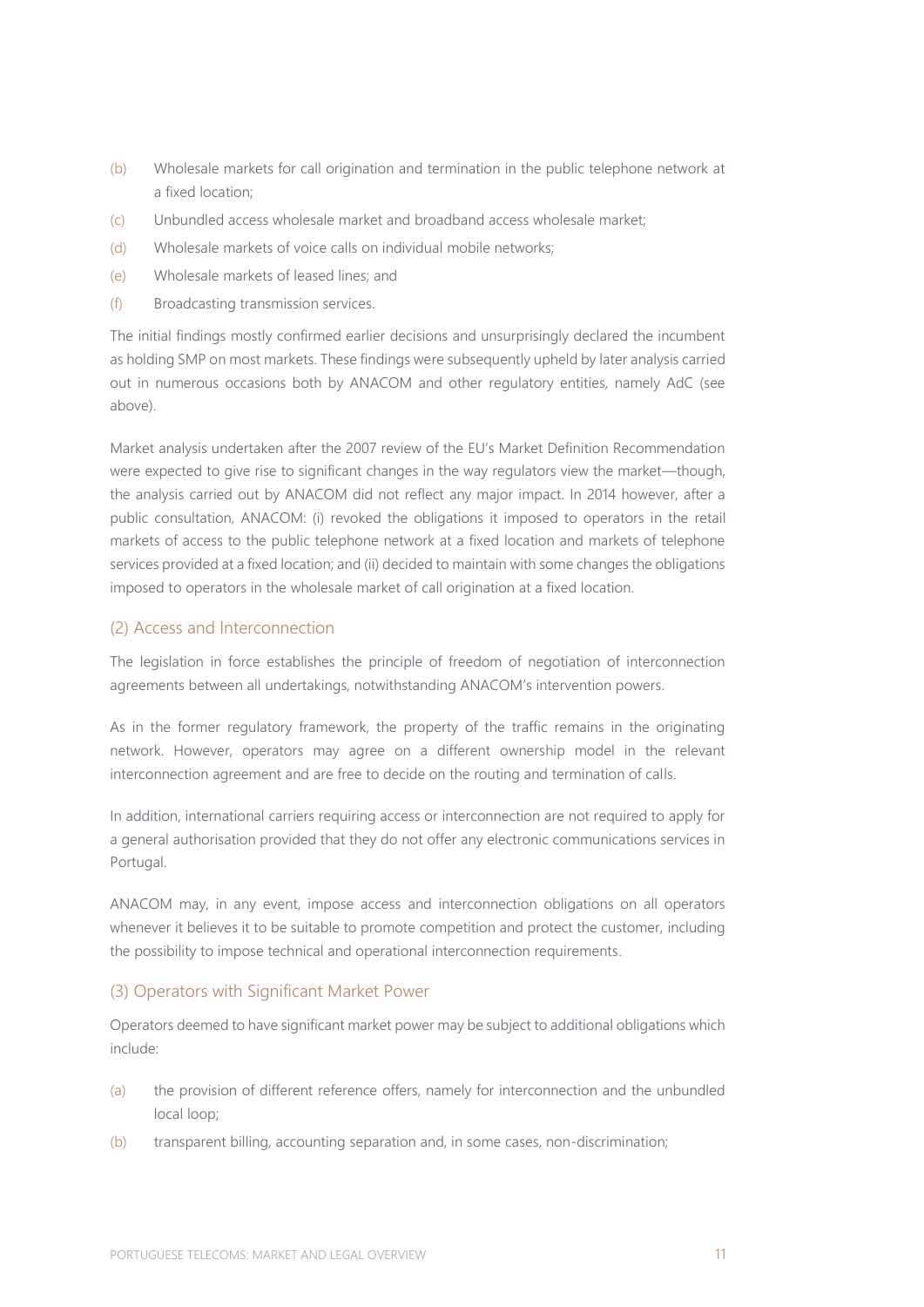(b) Wholesale markets for call origination and termination in the public telephone network at a fixed location;

(c) Unbundled access wholesale market and broadband access wholesale market;

(d) Wholesale markets of voice calls on individual mobile networks;

(e) Wholesale markets of leased lines; and

(f) Broadcasting transmission services.

The initial findings mostly confirmed earlier decisions and unsurprisingly declared the incumbent as holding SMP on most markets. These findings were subsequently upheld by later analysis carried out in numerous occasions both by ANACOM and other regulatory entities, namely AdC (see above).

Market analysis undertaken after the 2007 review of the EU's Market Definition Recommendation were expected to give rise to significant changes in the way regulators view the market—though, the analysis carried out by ANACOM did not reflect any major impact. In 2014 however, after a public consultation, ANACOM: (i) revoked the obligations it imposed to operators in the retail markets of access to the public telephone network at a fixed location and markets of telephone services provided at a fixed location; and (ii) decided to maintain with some changes the obligations imposed to operators in the wholesale market of call origination at a fixed location.

### (2) Access and Interconnection

The legislation in force establishes the principle of freedom of negotiation of interconnection agreements between all undertakings, notwithstanding ANACOM's intervention powers.

As in the former regulatory framework, the property of the traffic remains in the originating network. However, operators may agree on a different ownership model in the relevant interconnection agreement and are free to decide on the routing and termination of calls.

In addition, international carriers requiring access or interconnection are not required to apply for a general authorisation provided that they do not offer any electronic communications services in Portugal.

ANACOM may, in any event, impose access and interconnection obligations on all operators whenever it believes it to be suitable to promote competition and protect the customer, including the possibility to impose technical and operational interconnection requirements.

### (3) Operators with Significant Market Power

Operators deemed to have significant market power may be subject to additional obligations which include:

(a) the provision of different reference offers, namely for interconnection and the unbundled local loop;

(b) transparent billing, accounting separation and, in some cases, non-discrimination;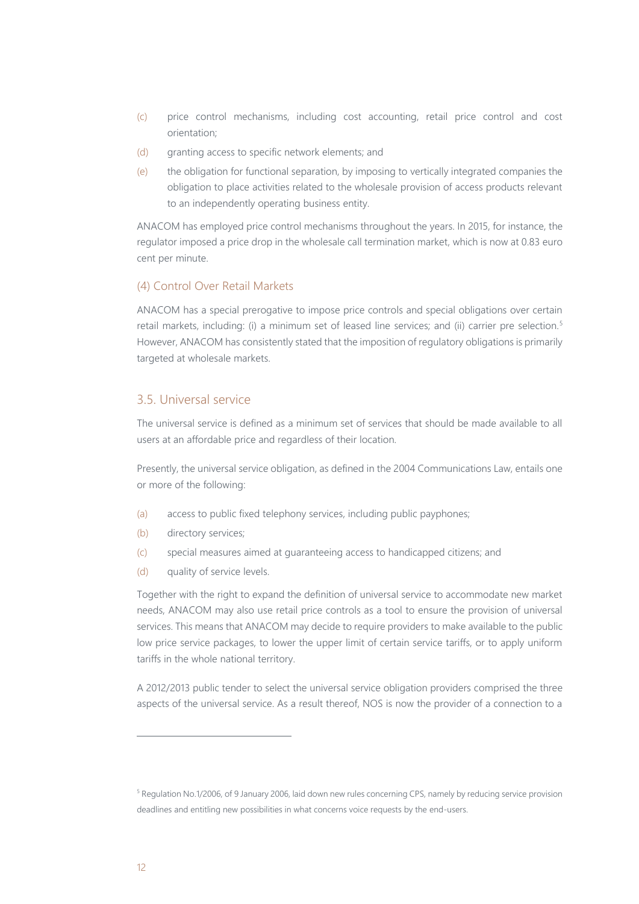(c) price control mechanisms, including cost accounting, retail price control and cost orientation;

(d) granting access to specific network elements; and

(e) the obligation for functional separation, by imposing to vertically integrated companies the obligation to place activities related to the wholesale provision of access products relevant to an independently operating business entity.

ANACOM has employed price control mechanisms throughout the years. In 2015, for instance, the regulator imposed a price drop in the wholesale call termination market, which is now at 0.83 euro cent per minute.

### (4) Control Over Retail Markets

ANACOM has a special prerogative to impose price controls and special obligations over certain retail markets, including: (i) a minimum set of leased line services; and (ii) carrier pre selection.[5] However, ANACOM has consistently stated that the imposition of regulatory obligations is primarily targeted at wholesale markets.

## 3.5. Universal service

The universal service is defined as a minimum set of services that should be made available to all users at an affordable price and regardless of their location.

Presently, the universal service obligation, as defined in the 2004 Communications Law, entails one or more of the following:

(a) access to public fixed telephony services, including public payphones;

(b) directory services;

(c) special measures aimed at guaranteeing access to handicapped citizens; and

(d) quality of service levels.

Together with the right to expand the definition of universal service to accommodate new market needs, ANACOM may also use retail price controls as a tool to ensure the provision of universal services. This means that ANACOM may decide to require providers to make available to the public low price service packages, to lower the upper limit of certain service tariffs, or to apply uniform tariffs in the whole national territory.

A 2012/2013 public tender to select the universal service obligation providers comprised the three aspects of the universal service. As a result thereof, NOS is now the provider of a connection to a

---

[5] Regulation No.1/2006, of 9 January 2006, laid down new rules concerning CPS, namely by reducing service provision deadlines and entitling new possibilities in what concerns voice requests by the end-users.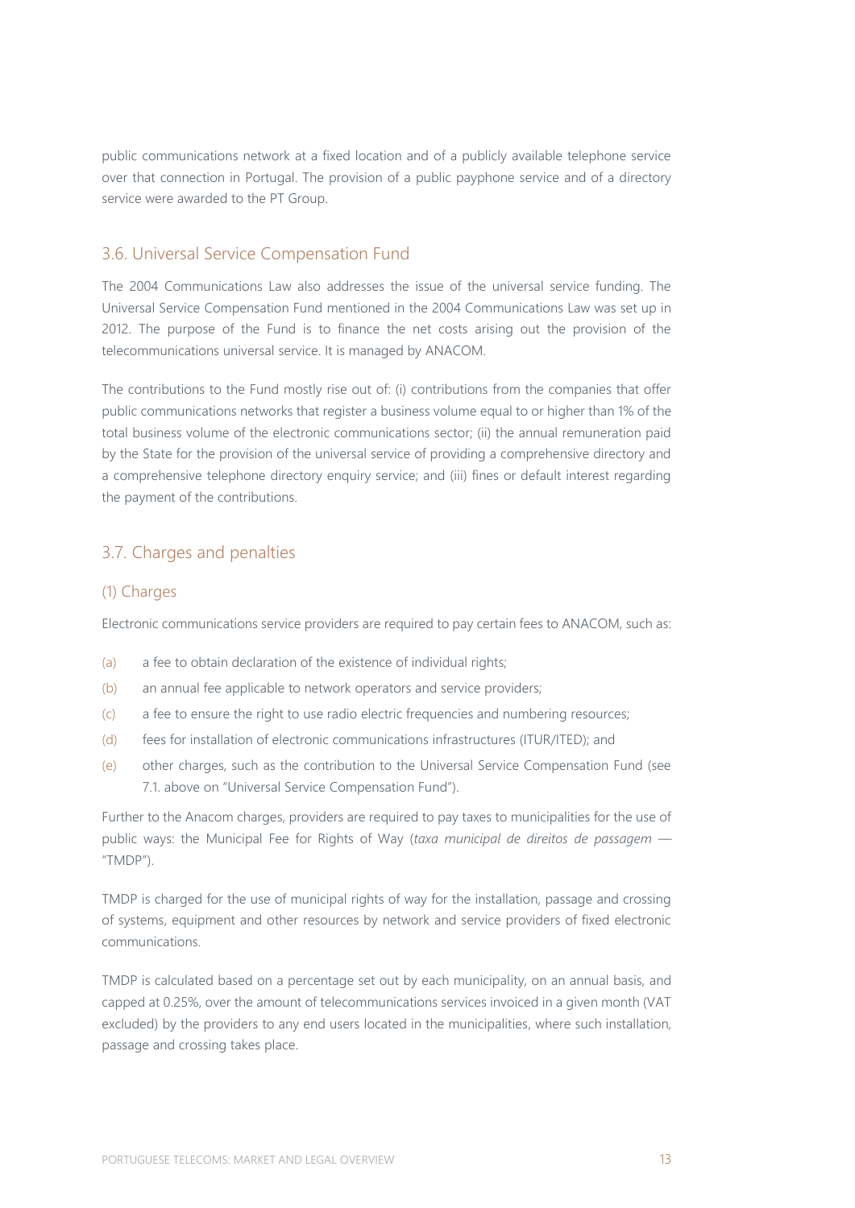public communications network at a fixed location and of a publicly available telephone service over that connection in Portugal. The provision of a public payphone service and of a directory service were awarded to the PT Group.

## 3.6. Universal Service Compensation Fund

The 2004 Communications Law also addresses the issue of the universal service funding. The Universal Service Compensation Fund mentioned in the 2004 Communications Law was set up in 2012. The purpose of the Fund is to finance the net costs arising out the provision of the telecommunications universal service. It is managed by ANACOM.

The contributions to the Fund mostly rise out of: (i) contributions from the companies that offer public communications networks that register a business volume equal to or higher than 1% of the total business volume of the electronic communications sector; (ii) the annual remuneration paid by the State for the provision of the universal service of providing a comprehensive directory and a comprehensive telephone directory enquiry service; and (iii) fines or default interest regarding the payment of the contributions.

## 3.7. Charges and penalties

### (1) Charges

Electronic communications service providers are required to pay certain fees to ANACOM, such as:

(a) a fee to obtain declaration of the existence of individual rights;

(b) an annual fee applicable to network operators and service providers;

(c) a fee to ensure the right to use radio electric frequencies and numbering resources;

(d) fees for installation of electronic communications infrastructures (ITUR/ITED); and

(e) other charges, such as the contribution to the Universal Service Compensation Fund (see 7.1. above on "Universal Service Compensation Fund").

Further to the Anacom charges, providers are required to pay taxes to municipalities for the use of public ways: the Municipal Fee for Rights of Way (*taxa municipal de direitos de passagem* — "TMDP").

TMDP is charged for the use of municipal rights of way for the installation, passage and crossing of systems, equipment and other resources by network and service providers of fixed electronic communications.

TMDP is calculated based on a percentage set out by each municipality, on an annual basis, and capped at 0.25%, over the amount of telecommunications services invoiced in a given month (VAT excluded) by the providers to any end users located in the municipalities, where such installation, passage and crossing takes place.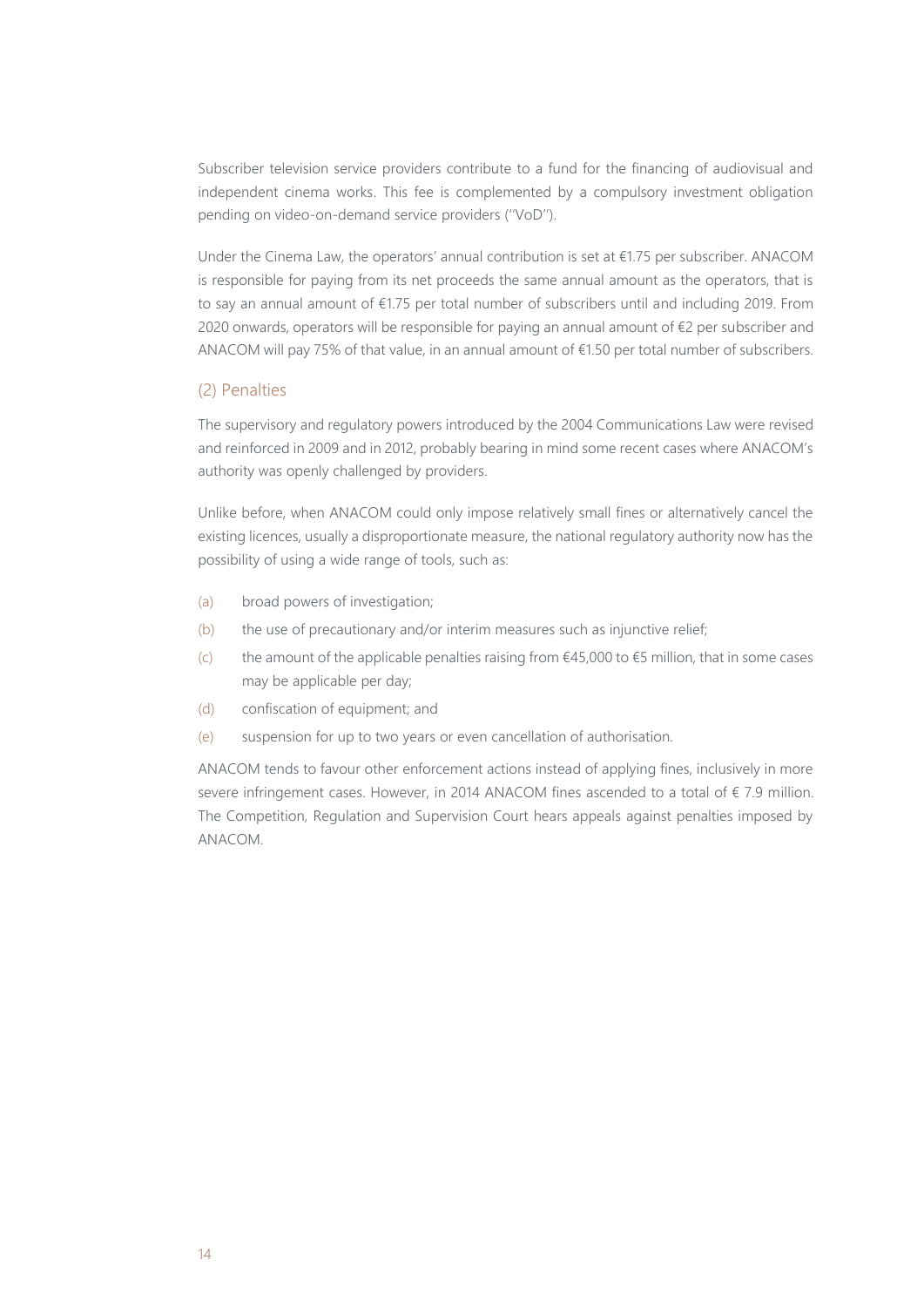Subscriber television service providers contribute to a fund for the financing of audiovisual and independent cinema works. This fee is complemented by a compulsory investment obligation pending on video-on-demand service providers (''VoD'').

Under the Cinema Law, the operators' annual contribution is set at €1.75 per subscriber. ANACOM is responsible for paying from its net proceeds the same annual amount as the operators, that is to say an annual amount of €1.75 per total number of subscribers until and including 2019. From 2020 onwards, operators will be responsible for paying an annual amount of €2 per subscriber and ANACOM will pay 75% of that value, in an annual amount of €1.50 per total number of subscribers.

### (2) Penalties

The supervisory and regulatory powers introduced by the 2004 Communications Law were revised and reinforced in 2009 and in 2012, probably bearing in mind some recent cases where ANACOM's authority was openly challenged by providers.

Unlike before, when ANACOM could only impose relatively small fines or alternatively cancel the existing licences, usually a disproportionate measure, the national regulatory authority now has the possibility of using a wide range of tools, such as:

(a) broad powers of investigation;

(b) the use of precautionary and/or interim measures such as injunctive relief;

(c) the amount of the applicable penalties raising from €45,000 to €5 million, that in some cases may be applicable per day;

(d) confiscation of equipment; and

(e) suspension for up to two years or even cancellation of authorisation.

ANACOM tends to favour other enforcement actions instead of applying fines, inclusively in more severe infringement cases. However, in 2014 ANACOM fines ascended to a total of € 7.9 million. The Competition, Regulation and Supervision Court hears appeals against penalties imposed by ANACOM.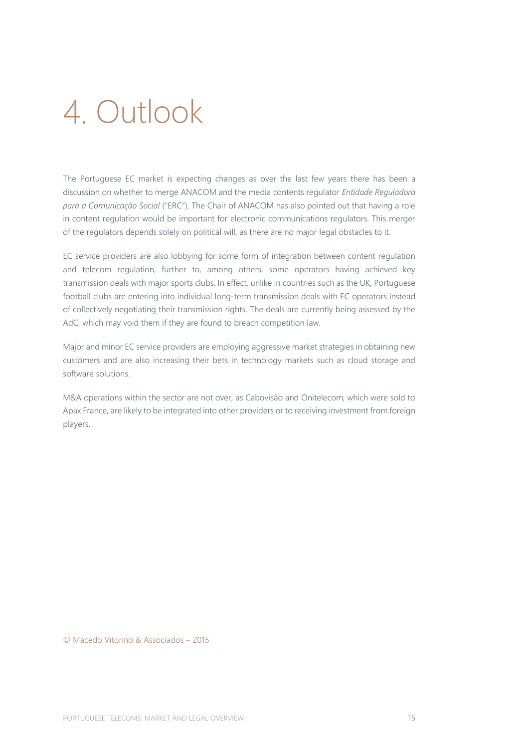# 4. Outlook

The Portuguese EC market is expecting changes as over the last few years there has been a discussion on whether to merge ANACOM and the media contents regulator *Entidade Reguladora para a Comunicação Social* ("ERC"). The Chair of ANACOM has also pointed out that having a role in content regulation would be important for electronic communications regulators. This merger of the regulators depends solely on political will, as there are no major legal obstacles to it.

EC service providers are also lobbying for some form of integration between content regulation and telecom regulation, further to, among others, some operators having achieved key transmission deals with major sports clubs. In effect, unlike in countries such as the UK, Portuguese football clubs are entering into individual long-term transmission deals with EC operators instead of collectively negotiating their transmission rights. The deals are currently being assessed by the AdC, which may void them if they are found to breach competition law.

Major and minor EC service providers are employing aggressive market strategies in obtaining new customers and are also increasing their bets in technology markets such as cloud storage and software solutions.

M&A operations within the sector are not over, as Cabovisão and Onitelecom, which were sold to Apax France, are likely to be integrated into other providers or to receiving investment from foreign players.

© Macedo Vitorino & Associados – 2015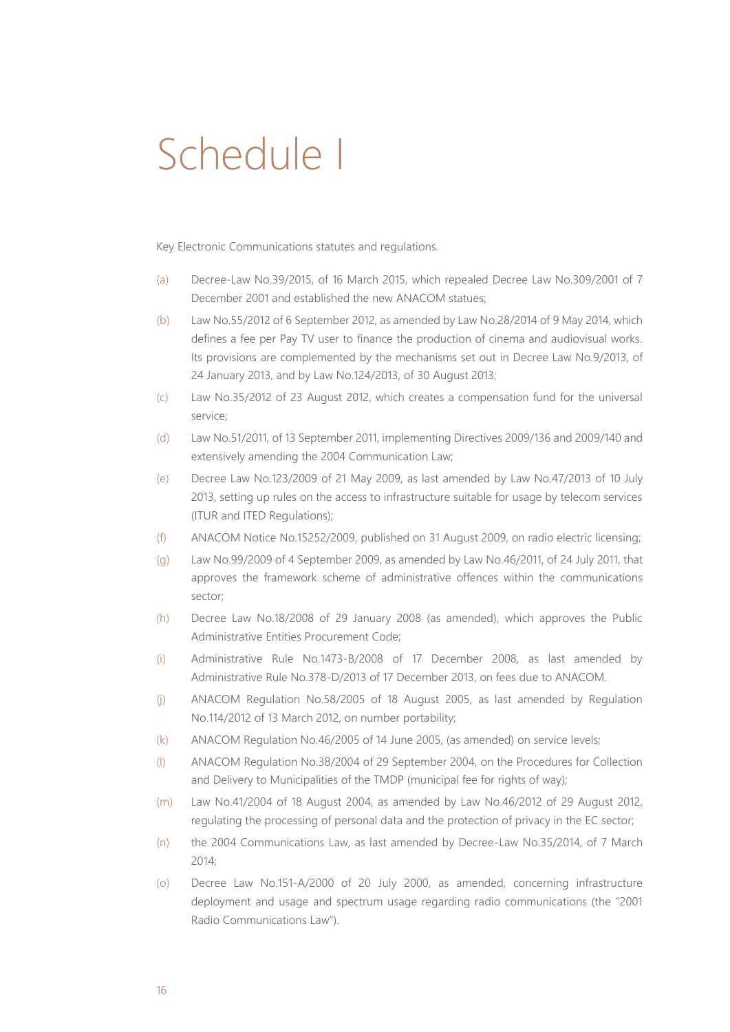# Schedule I

Key Electronic Communications statutes and regulations.

(a) Decree-Law No.39/2015, of 16 March 2015, which repealed Decree Law No.309/2001 of 7 December 2001 and established the new ANACOM statues;

(b) Law No.55/2012 of 6 September 2012, as amended by Law No.28/2014 of 9 May 2014, which defines a fee per Pay TV user to finance the production of cinema and audiovisual works. Its provisions are complemented by the mechanisms set out in Decree Law No.9/2013, of 24 January 2013, and by Law No.124/2013, of 30 August 2013;

(c) Law No.35/2012 of 23 August 2012, which creates a compensation fund for the universal service;

(d) Law No.51/2011, of 13 September 2011, implementing Directives 2009/136 and 2009/140 and extensively amending the 2004 Communication Law;

(e) Decree Law No.123/2009 of 21 May 2009, as last amended by Law No.47/2013 of 10 July 2013, setting up rules on the access to infrastructure suitable for usage by telecom services (ITUR and ITED Regulations);

(f) ANACOM Notice No.15252/2009, published on 31 August 2009, on radio electric licensing;

(g) Law No.99/2009 of 4 September 2009, as amended by Law No.46/2011, of 24 July 2011, that approves the framework scheme of administrative offences within the communications sector;

(h) Decree Law No.18/2008 of 29 January 2008 (as amended), which approves the Public Administrative Entities Procurement Code;

(i) Administrative Rule No.1473-B/2008 of 17 December 2008, as last amended by Administrative Rule No.378-D/2013 of 17 December 2013, on fees due to ANACOM.

(j) ANACOM Regulation No.58/2005 of 18 August 2005, as last amended by Regulation No.114/2012 of 13 March 2012, on number portability;

(k) ANACOM Regulation No.46/2005 of 14 June 2005, (as amended) on service levels;

(l) ANACOM Regulation No.38/2004 of 29 September 2004, on the Procedures for Collection and Delivery to Municipalities of the TMDP (municipal fee for rights of way);

(m) Law No.41/2004 of 18 August 2004, as amended by Law No.46/2012 of 29 August 2012, regulating the processing of personal data and the protection of privacy in the EC sector;

(n) the 2004 Communications Law, as last amended by Decree-Law No.35/2014, of 7 March 2014;

(o) Decree Law No.151-A/2000 of 20 July 2000, as amended, concerning infrastructure deployment and usage and spectrum usage regarding radio communications (the "2001 Radio Communications Law").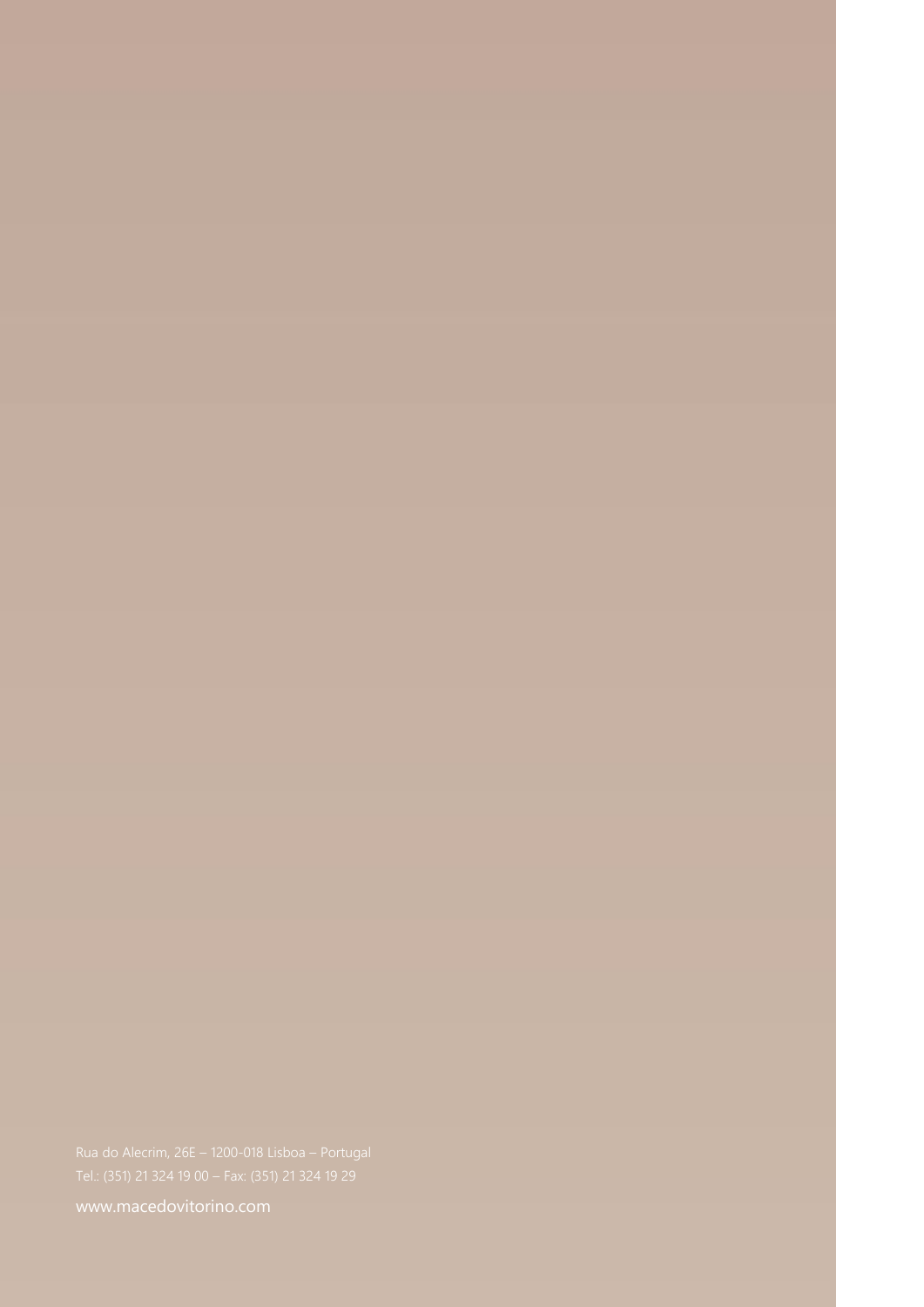Rua do Alecrim, 26E – 1200-018 Lisboa – Portugal
Tel.: (351) 21 324 19 00 – Fax: (351) 21 324 19 29

www.macedovitorino.com